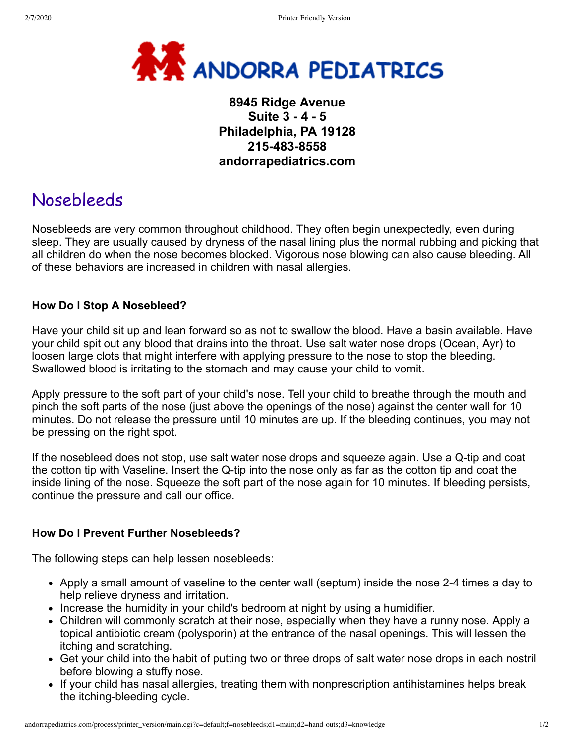# ANDORRA PEDIATRICS

**8945 Ridge Avenue**
**Suite 3 - 4 - 5**
**Philadelphia, PA 19128**
**215-483-8558**
**andorrapediatrics.com**

## Nosebleeds

Nosebleeds are very common throughout childhood. They often begin unexpectedly, even during sleep. They are usually caused by dryness of the nasal lining plus the normal rubbing and picking that all children do when the nose becomes blocked. Vigorous nose blowing can also cause bleeding. All of these behaviors are increased in children with nasal allergies.

### How Do I Stop A Nosebleed?

Have your child sit up and lean forward so as not to swallow the blood. Have a basin available. Have your child spit out any blood that drains into the throat. Use salt water nose drops (Ocean, Ayr) to loosen large clots that might interfere with applying pressure to the nose to stop the bleeding. Swallowed blood is irritating to the stomach and may cause your child to vomit.

Apply pressure to the soft part of your child's nose. Tell your child to breathe through the mouth and pinch the soft parts of the nose (just above the openings of the nose) against the center wall for 10 minutes. Do not release the pressure until 10 minutes are up. If the bleeding continues, you may not be pressing on the right spot.

If the nosebleed does not stop, use salt water nose drops and squeeze again. Use a Q-tip and coat the cotton tip with Vaseline. Insert the Q-tip into the nose only as far as the cotton tip and coat the inside lining of the nose. Squeeze the soft part of the nose again for 10 minutes. If bleeding persists, continue the pressure and call our office.

### How Do I Prevent Further Nosebleeds?

The following steps can help lessen nosebleeds:

- Apply a small amount of vaseline to the center wall (septum) inside the nose 2-4 times a day to help relieve dryness and irritation.
- Increase the humidity in your child's bedroom at night by using a humidifier.
- Children will commonly scratch at their nose, especially when they have a runny nose. Apply a topical antibiotic cream (polysporin) at the entrance of the nasal openings. This will lessen the itching and scratching.
- Get your child into the habit of putting two or three drops of salt water nose drops in each nostril before blowing a stuffy nose.
- If your child has nasal allergies, treating them with nonprescription antihistamines helps break the itching-bleeding cycle.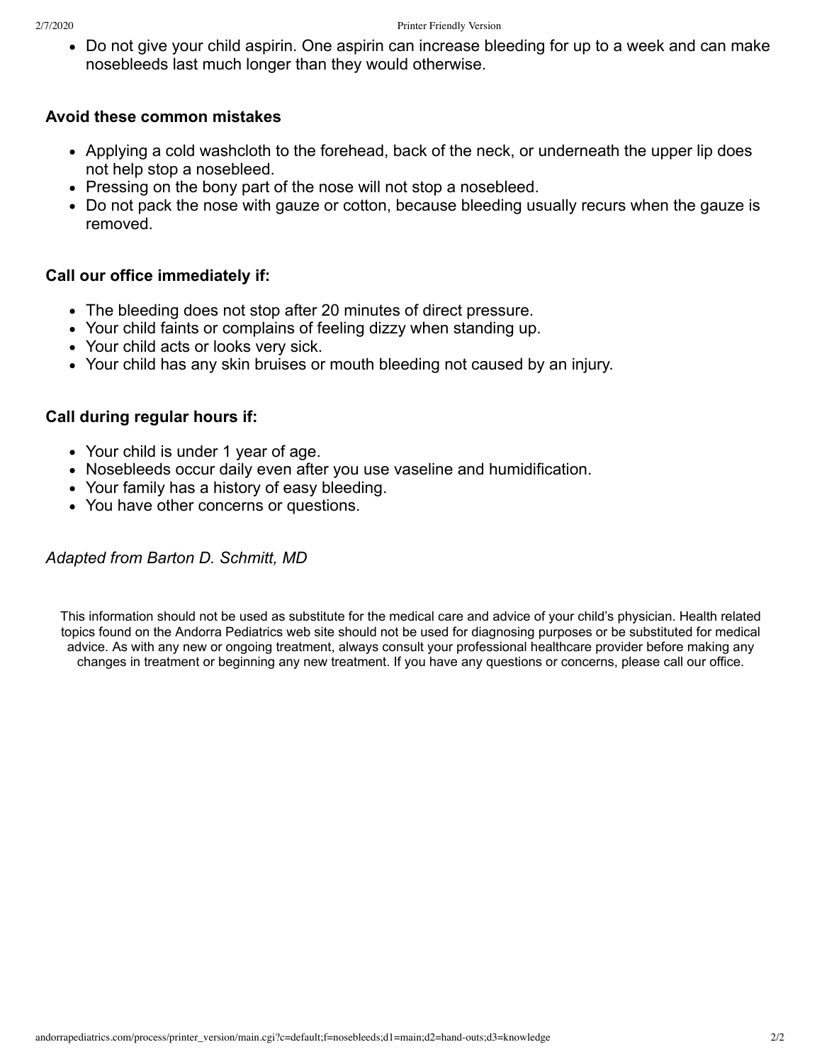- Do not give your child aspirin. One aspirin can increase bleeding for up to a week and can make nosebleeds last much longer than they would otherwise.

**Avoid these common mistakes**

- Applying a cold washcloth to the forehead, back of the neck, or underneath the upper lip does not help stop a nosebleed.
- Pressing on the bony part of the nose will not stop a nosebleed.
- Do not pack the nose with gauze or cotton, because bleeding usually recurs when the gauze is removed.

**Call our office immediately if:**

- The bleeding does not stop after 20 minutes of direct pressure.
- Your child faints or complains of feeling dizzy when standing up.
- Your child acts or looks very sick.
- Your child has any skin bruises or mouth bleeding not caused by an injury.

**Call during regular hours if:**

- Your child is under 1 year of age.
- Nosebleeds occur daily even after you use vaseline and humidification.
- Your family has a history of easy bleeding.
- You have other concerns or questions.

*Adapted from Barton D. Schmitt, MD*

This information should not be used as substitute for the medical care and advice of your child's physician. Health related topics found on the Andorra Pediatrics web site should not be used for diagnosing purposes or be substituted for medical advice. As with any new or ongoing treatment, always consult your professional healthcare provider before making any changes in treatment or beginning any new treatment. If you have any questions or concerns, please call our office.